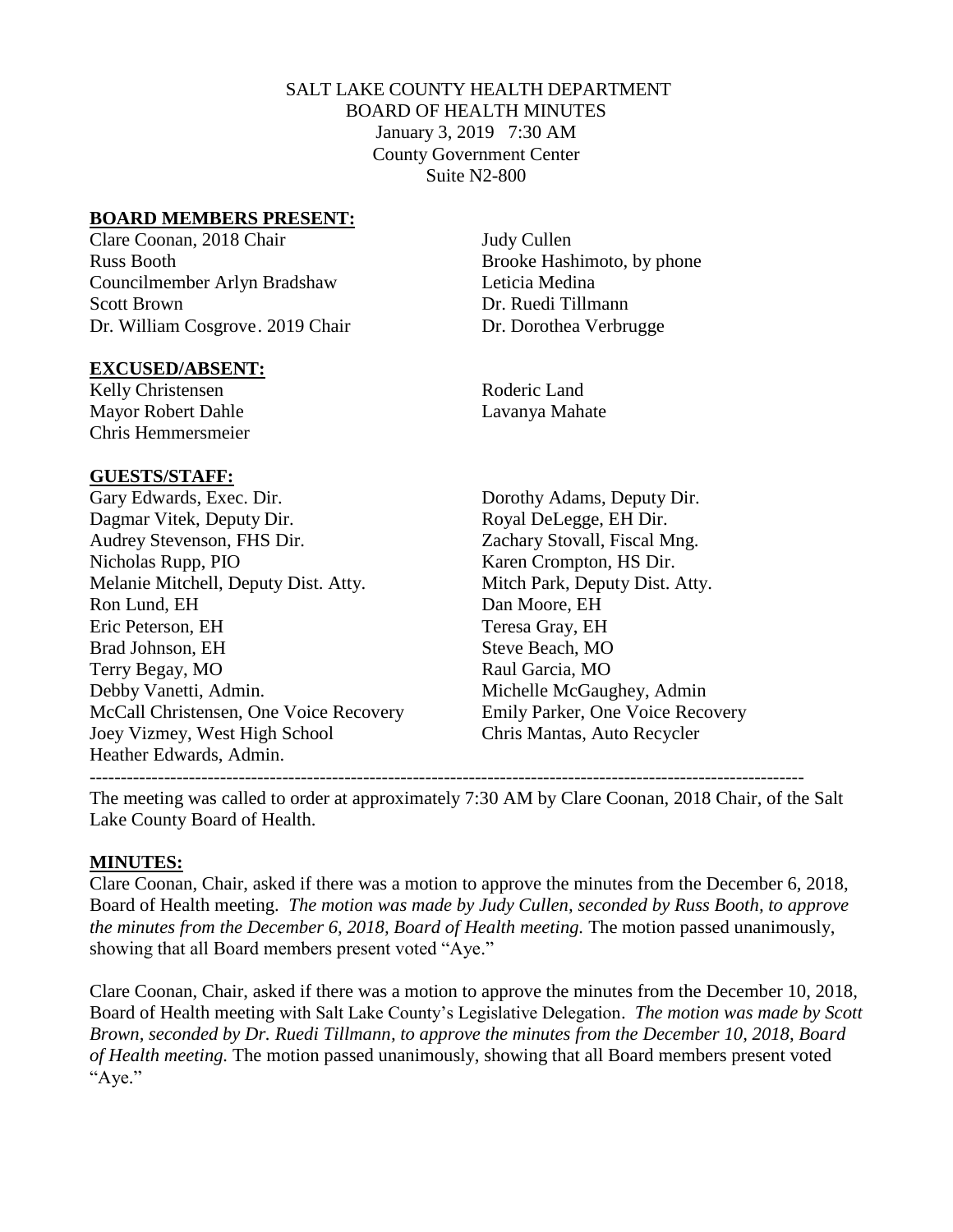SALT LAKE COUNTY HEALTH DEPARTMENT
BOARD OF HEALTH MINUTES
January 3, 2019 7:30 AM
County Government Center
Suite N2-800

## BOARD MEMBERS PRESENT:

Clare Coonan, 2018 Chair
Russ Booth
Councilmember Arlyn Bradshaw
Scott Brown
Dr. William Cosgrove. 2019 Chair
Judy Cullen
Brooke Hashimoto, by phone
Leticia Medina
Dr. Ruedi Tillmann
Dr. Dorothea Verbrugge

## EXCUSED/ABSENT:

Kelly Christensen
Mayor Robert Dahle
Chris Hemmersmeier
Roderic Land
Lavanya Mahate

## GUESTS/STAFF:

Gary Edwards, Exec. Dir.
Dagmar Vitek, Deputy Dir.
Audrey Stevenson, FHS Dir.
Nicholas Rupp, PIO
Melanie Mitchell, Deputy Dist. Atty.
Ron Lund, EH
Eric Peterson, EH
Brad Johnson, EH
Terry Begay, MO
Debby Vanetti, Admin.
McCall Christensen, One Voice Recovery
Joey Vizmey, West High School
Heather Edwards, Admin.
Dorothy Adams, Deputy Dir.
Royal DeLegge, EH Dir.
Zachary Stovall, Fiscal Mng.
Karen Crompton, HS Dir.
Mitch Park, Deputy Dist. Atty.
Dan Moore, EH
Teresa Gray, EH
Steve Beach, MO
Raul Garcia, MO
Michelle McGaughey, Admin
Emily Parker, One Voice Recovery
Chris Mantas, Auto Recycler

---

The meeting was called to order at approximately 7:30 AM by Clare Coonan, 2018 Chair, of the Salt Lake County Board of Health.

## MINUTES:

Clare Coonan, Chair, asked if there was a motion to approve the minutes from the December 6, 2018, Board of Health meeting. *The motion was made by Judy Cullen, seconded by Russ Booth, to approve the minutes from the December 6, 2018, Board of Health meeting.* The motion passed unanimously, showing that all Board members present voted "Aye."

Clare Coonan, Chair, asked if there was a motion to approve the minutes from the December 10, 2018, Board of Health meeting with Salt Lake County's Legislative Delegation. *The motion was made by Scott Brown, seconded by Dr. Ruedi Tillmann, to approve the minutes from the December 10, 2018, Board of Health meeting.* The motion passed unanimously, showing that all Board members present voted "Aye."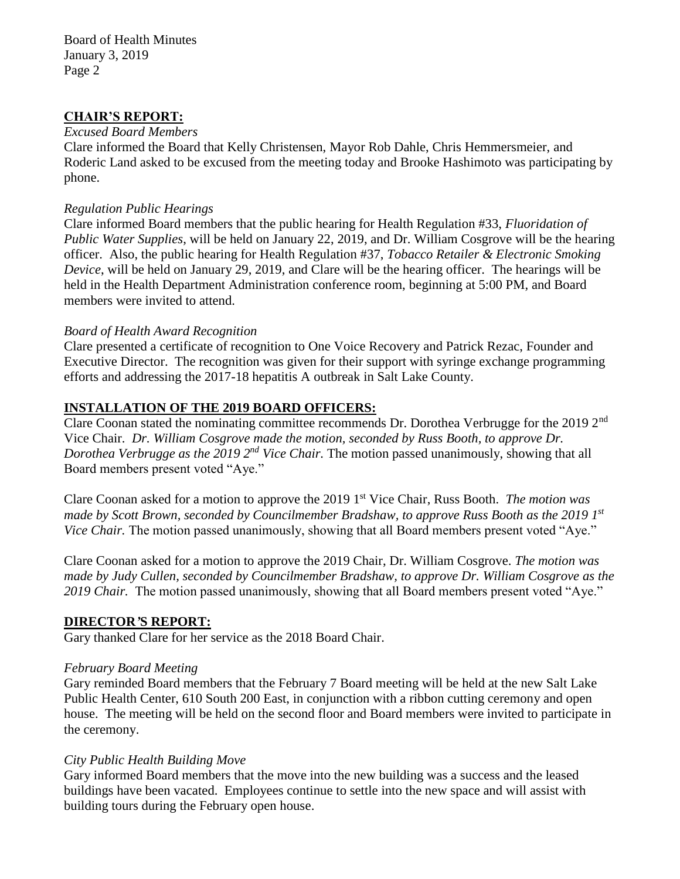## CHAIR'S REPORT:

*Excused Board Members*

Clare informed the Board that Kelly Christensen, Mayor Rob Dahle, Chris Hemmersmeier, and Roderic Land asked to be excused from the meeting today and Brooke Hashimoto was participating by phone.

*Regulation Public Hearings*

Clare informed Board members that the public hearing for Health Regulation #33, *Fluoridation of Public Water Supplies*, will be held on January 22, 2019, and Dr. William Cosgrove will be the hearing officer. Also, the public hearing for Health Regulation #37, *Tobacco Retailer & Electronic Smoking Device*, will be held on January 29, 2019, and Clare will be the hearing officer. The hearings will be held in the Health Department Administration conference room, beginning at 5:00 PM, and Board members were invited to attend.

*Board of Health Award Recognition*

Clare presented a certificate of recognition to One Voice Recovery and Patrick Rezac, Founder and Executive Director. The recognition was given for their support with syringe exchange programming efforts and addressing the 2017-18 hepatitis A outbreak in Salt Lake County.

## INSTALLATION OF THE 2019 BOARD OFFICERS:

Clare Coonan stated the nominating committee recommends Dr. Dorothea Verbrugge for the 2019 2nd Vice Chair. *Dr. William Cosgrove made the motion, seconded by Russ Booth, to approve Dr. Dorothea Verbrugge as the 2019 2nd Vice Chair.* The motion passed unanimously, showing that all Board members present voted "Aye."

Clare Coonan asked for a motion to approve the 2019 1st Vice Chair, Russ Booth. *The motion was made by Scott Brown, seconded by Councilmember Bradshaw, to approve Russ Booth as the 2019 1st Vice Chair.* The motion passed unanimously, showing that all Board members present voted "Aye."

Clare Coonan asked for a motion to approve the 2019 Chair, Dr. William Cosgrove. *The motion was made by Judy Cullen, seconded by Councilmember Bradshaw, to approve Dr. William Cosgrove as the 2019 Chair.* The motion passed unanimously, showing that all Board members present voted "Aye."

## DIRECTOR'S REPORT:

Gary thanked Clare for her service as the 2018 Board Chair.

*February Board Meeting*

Gary reminded Board members that the February 7 Board meeting will be held at the new Salt Lake Public Health Center, 610 South 200 East, in conjunction with a ribbon cutting ceremony and open house. The meeting will be held on the second floor and Board members were invited to participate in the ceremony.

*City Public Health Building Move*

Gary informed Board members that the move into the new building was a success and the leased buildings have been vacated. Employees continue to settle into the new space and will assist with building tours during the February open house.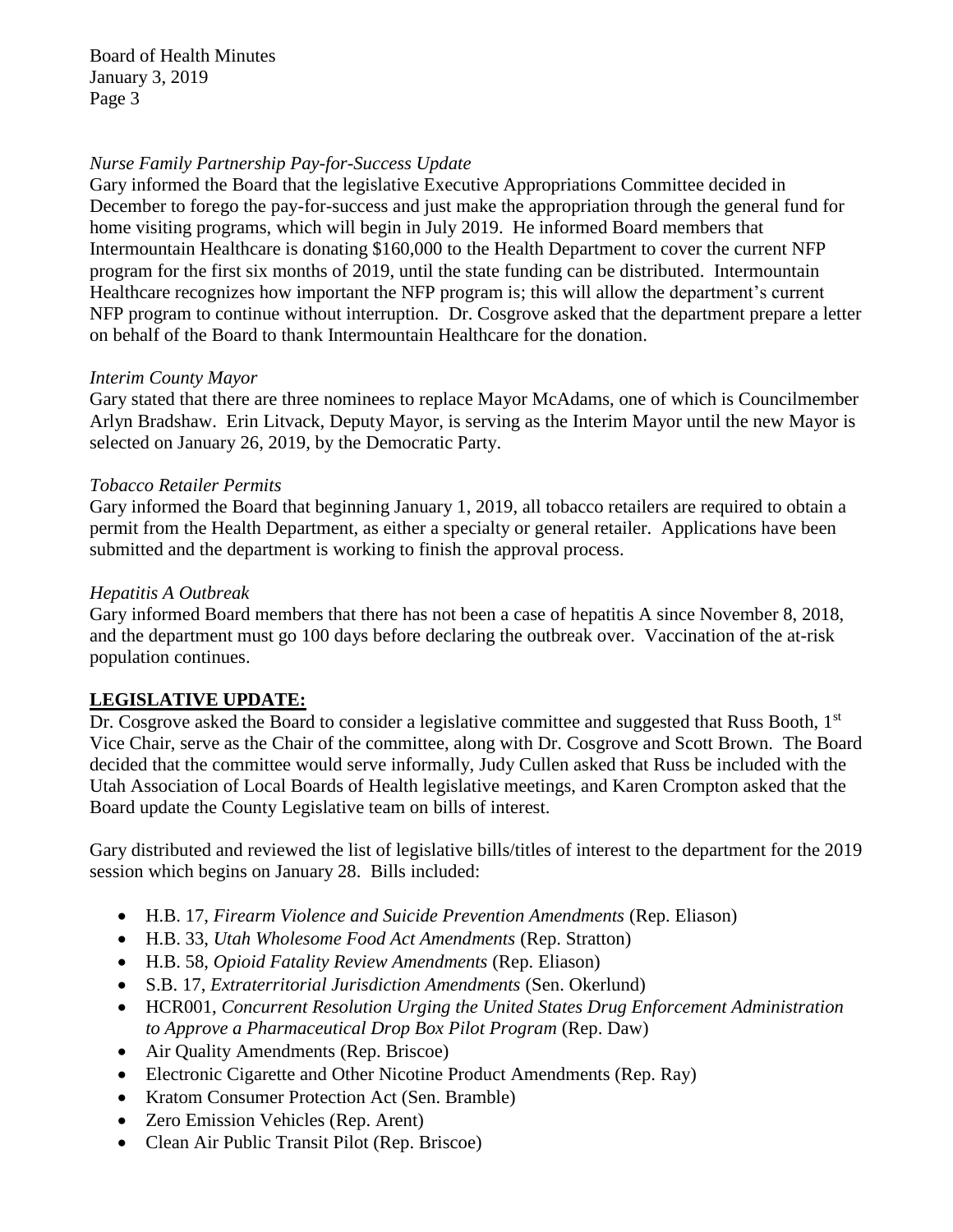*Nurse Family Partnership Pay-for-Success Update*

Gary informed the Board that the legislative Executive Appropriations Committee decided in December to forego the pay-for-success and just make the appropriation through the general fund for home visiting programs, which will begin in July 2019. He informed Board members that Intermountain Healthcare is donating $160,000 to the Health Department to cover the current NFP program for the first six months of 2019, until the state funding can be distributed. Intermountain Healthcare recognizes how important the NFP program is; this will allow the department's current NFP program to continue without interruption. Dr. Cosgrove asked that the department prepare a letter on behalf of the Board to thank Intermountain Healthcare for the donation.

*Interim County Mayor*

Gary stated that there are three nominees to replace Mayor McAdams, one of which is Councilmember Arlyn Bradshaw. Erin Litvack, Deputy Mayor, is serving as the Interim Mayor until the new Mayor is selected on January 26, 2019, by the Democratic Party.

*Tobacco Retailer Permits*

Gary informed the Board that beginning January 1, 2019, all tobacco retailers are required to obtain a permit from the Health Department, as either a specialty or general retailer. Applications have been submitted and the department is working to finish the approval process.

*Hepatitis A Outbreak*

Gary informed Board members that there has not been a case of hepatitis A since November 8, 2018, and the department must go 100 days before declaring the outbreak over. Vaccination of the at-risk population continues.

## LEGISLATIVE UPDATE:

Dr. Cosgrove asked the Board to consider a legislative committee and suggested that Russ Booth, 1st Vice Chair, serve as the Chair of the committee, along with Dr. Cosgrove and Scott Brown. The Board decided that the committee would serve informally, Judy Cullen asked that Russ be included with the Utah Association of Local Boards of Health legislative meetings, and Karen Crompton asked that the Board update the County Legislative team on bills of interest.

Gary distributed and reviewed the list of legislative bills/titles of interest to the department for the 2019 session which begins on January 28. Bills included:

- H.B. 17, *Firearm Violence and Suicide Prevention Amendments* (Rep. Eliason)
- H.B. 33, *Utah Wholesome Food Act Amendments* (Rep. Stratton)
- H.B. 58, *Opioid Fatality Review Amendments* (Rep. Eliason)
- S.B. 17, *Extraterritorial Jurisdiction Amendments* (Sen. Okerlund)
- HCR001, *Concurrent Resolution Urging the United States Drug Enforcement Administration to Approve a Pharmaceutical Drop Box Pilot Program* (Rep. Daw)
- Air Quality Amendments (Rep. Briscoe)
- Electronic Cigarette and Other Nicotine Product Amendments (Rep. Ray)
- Kratom Consumer Protection Act (Sen. Bramble)
- Zero Emission Vehicles (Rep. Arent)
- Clean Air Public Transit Pilot (Rep. Briscoe)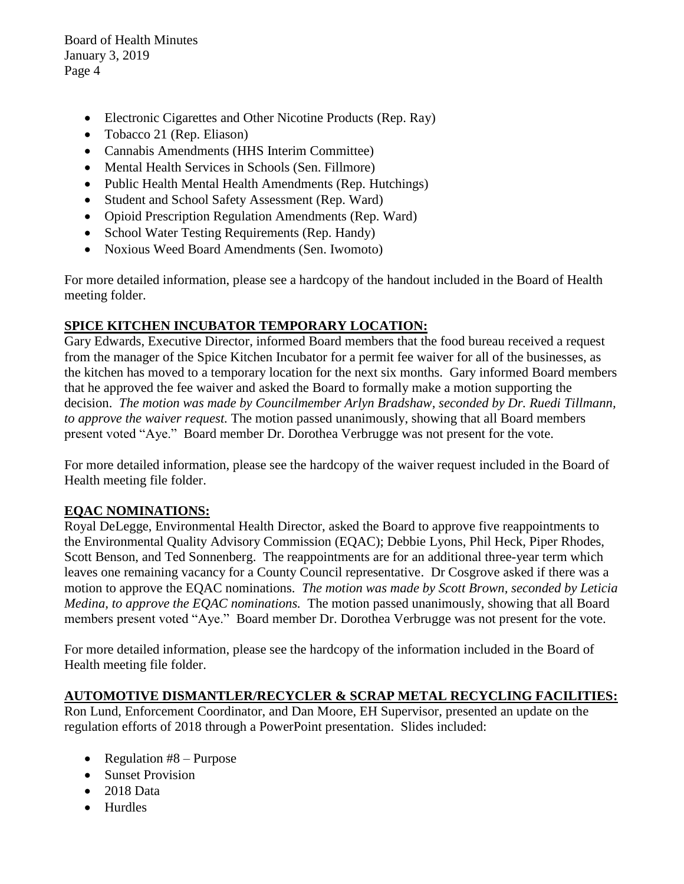- Electronic Cigarettes and Other Nicotine Products (Rep. Ray)
- Tobacco 21 (Rep. Eliason)
- Cannabis Amendments (HHS Interim Committee)
- Mental Health Services in Schools (Sen. Fillmore)
- Public Health Mental Health Amendments (Rep. Hutchings)
- Student and School Safety Assessment (Rep. Ward)
- Opioid Prescription Regulation Amendments (Rep. Ward)
- School Water Testing Requirements (Rep. Handy)
- Noxious Weed Board Amendments (Sen. Iwomoto)

For more detailed information, please see a hardcopy of the handout included in the Board of Health meeting folder.

**SPICE KITCHEN INCUBATOR TEMPORARY LOCATION:**

Gary Edwards, Executive Director, informed Board members that the food bureau received a request from the manager of the Spice Kitchen Incubator for a permit fee waiver for all of the businesses, as the kitchen has moved to a temporary location for the next six months. Gary informed Board members that he approved the fee waiver and asked the Board to formally make a motion supporting the decision. *The motion was made by Councilmember Arlyn Bradshaw, seconded by Dr. Ruedi Tillmann, to approve the waiver request.* The motion passed unanimously, showing that all Board members present voted "Aye." Board member Dr. Dorothea Verbrugge was not present for the vote.

For more detailed information, please see the hardcopy of the waiver request included in the Board of Health meeting file folder.

**EQAC NOMINATIONS:**

Royal DeLegge, Environmental Health Director, asked the Board to approve five reappointments to the Environmental Quality Advisory Commission (EQAC); Debbie Lyons, Phil Heck, Piper Rhodes, Scott Benson, and Ted Sonnenberg. The reappointments are for an additional three-year term which leaves one remaining vacancy for a County Council representative. Dr Cosgrove asked if there was a motion to approve the EQAC nominations. *The motion was made by Scott Brown, seconded by Leticia Medina, to approve the EQAC nominations.* The motion passed unanimously, showing that all Board members present voted "Aye." Board member Dr. Dorothea Verbrugge was not present for the vote.

For more detailed information, please see the hardcopy of the information included in the Board of Health meeting file folder.

**AUTOMOTIVE DISMANTLER/RECYCLER & SCRAP METAL RECYCLING FACILITIES:**

Ron Lund, Enforcement Coordinator, and Dan Moore, EH Supervisor, presented an update on the regulation efforts of 2018 through a PowerPoint presentation. Slides included:

- Regulation #8 – Purpose
- Sunset Provision
- 2018 Data
- Hurdles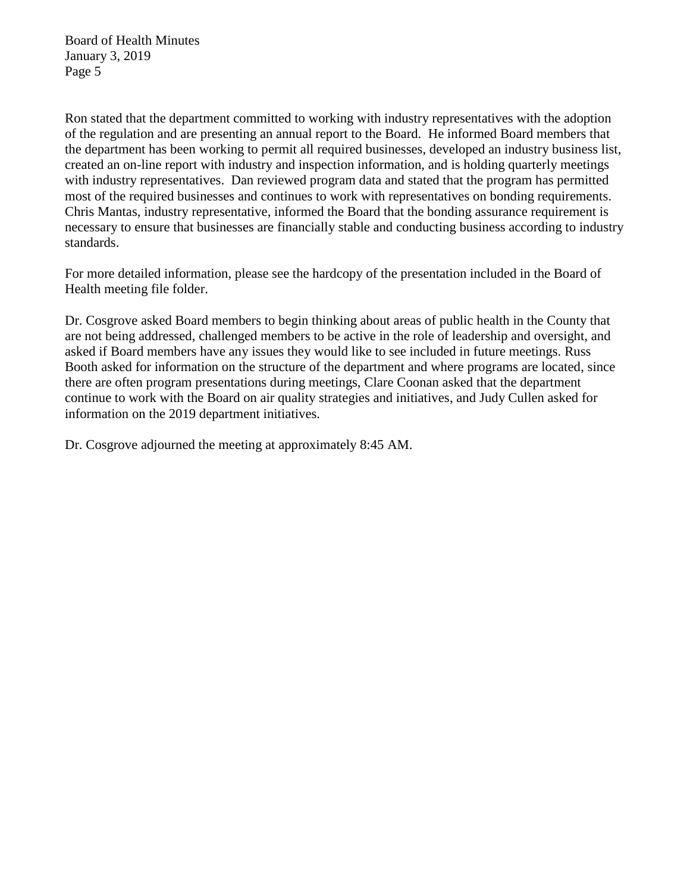Ron stated that the department committed to working with industry representatives with the adoption of the regulation and are presenting an annual report to the Board. He informed Board members that the department has been working to permit all required businesses, developed an industry business list, created an on-line report with industry and inspection information, and is holding quarterly meetings with industry representatives. Dan reviewed program data and stated that the program has permitted most of the required businesses and continues to work with representatives on bonding requirements. Chris Mantas, industry representative, informed the Board that the bonding assurance requirement is necessary to ensure that businesses are financially stable and conducting business according to industry standards.

For more detailed information, please see the hardcopy of the presentation included in the Board of Health meeting file folder.

Dr. Cosgrove asked Board members to begin thinking about areas of public health in the County that are not being addressed, challenged members to be active in the role of leadership and oversight, and asked if Board members have any issues they would like to see included in future meetings. Russ Booth asked for information on the structure of the department and where programs are located, since there are often program presentations during meetings, Clare Coonan asked that the department continue to work with the Board on air quality strategies and initiatives, and Judy Cullen asked for information on the 2019 department initiatives.

Dr. Cosgrove adjourned the meeting at approximately 8:45 AM.